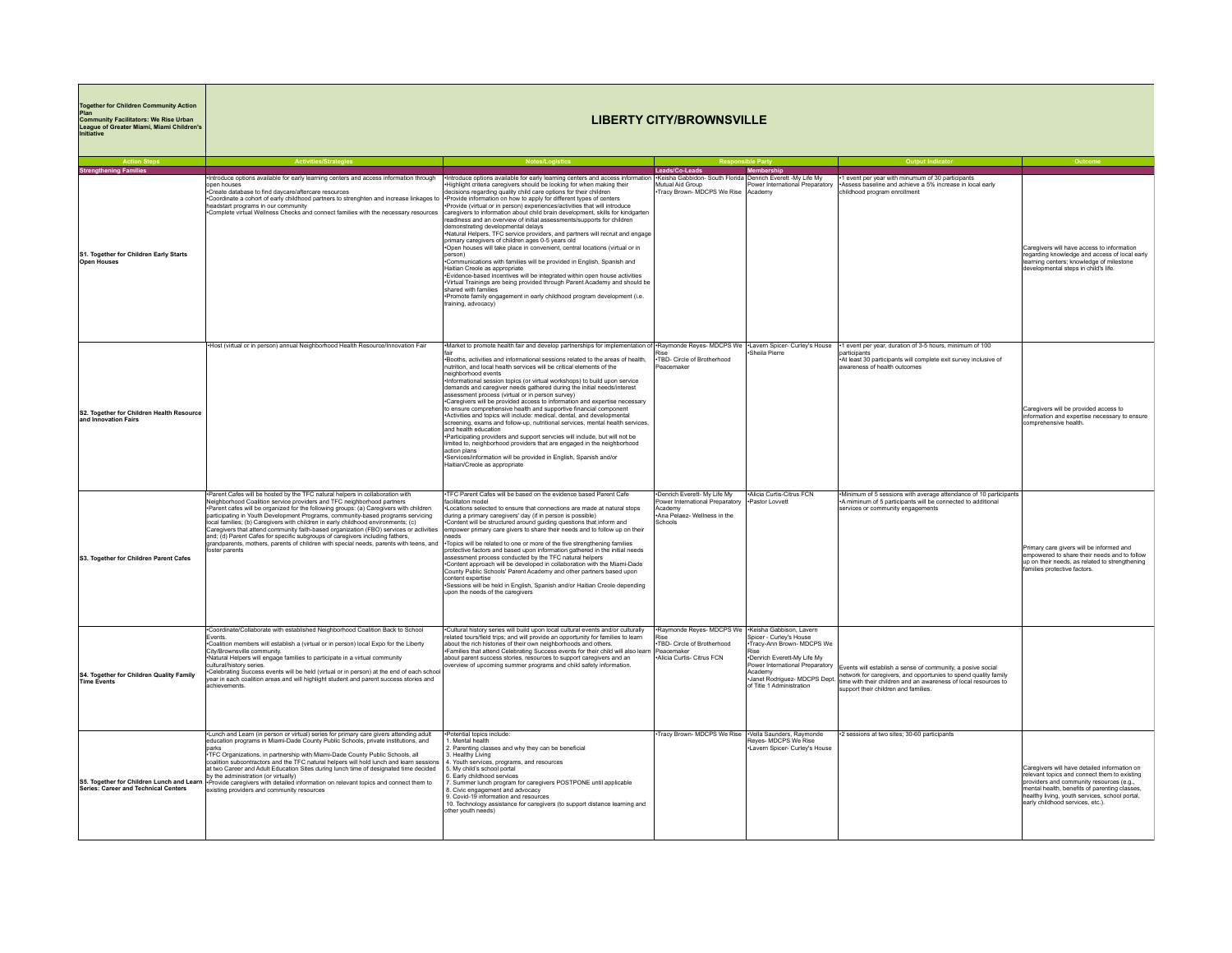**Together for Children Community Action Plan**
**Community Facilitators: We Rise Urban League of Greater Miami, Miami Children's Initiative**

# LIBERTY CITY/BROWNSVILLE

| Action Steps | Activities/Strategies | Notes/Logistics | Responsible Party | | Output Indicator | Outcome |
|---|---|---|---|---|---|---|
| **Strengthening Families** | | | **Leads/Co-Leads** | **Membership** | | |
| **S1. Together for Children Early Starts Open Houses** | •Introduce options available for early learning centers and access information through open houses<br>•Create database to find daycare/aftercare resources<br>•Coordinate a cohort of early childhood partners to strenghten and increase linkages to headstart programs in our community<br>•Complete virtual Wellness Checks and connect families with the necessary resources | •Introduce options available for early learning centers and access information<br>•Highlight criteria caregivers should be looking for when making their decisions regarding quality child care options for their children<br>•Provide information on how to apply for different types of centers<br>•Provide (virtual or in person) experiences/activities that will introduce caregivers to information about child brain development, skills for kindgarten readiness and an overview of initial assessments/supports for children demonstrating developmental delays<br>•Natural Helpers, TFC service providers, and partners will recruit and engage primary caregivers of children ages 0-5 years old<br>•Open houses will take place in convenient, central locations (virtual or in person)<br>•Communications with families will be provided in English, Spanish and Haitian Creole as appropriate<br>•Evidence-based incentives will be integrated within open house activities<br>•Virtual Trainings are being provided through Parent Academy and should be shared with families<br>•Promote family engagement in early childhood program development (i.e. training, advocacy) | •Keisha Gabbidon- South Florida Mutual Aid Group<br>•Tracy Brown- MDCPS We Rise | Denrich Everett -My Life My Power International Preparatory Academy | •1 event per year with minumum of 30 participants<br>•Assess baseline and achieve a 5% increase in local early childhood program enrollment | Caregivers will have access to information regarding knowledge and access of local early learning centers; knowledge of milestone developmental steps in child's life. |
| **S2. Together for Children Health Resource and Innovation Fairs** | •Host (virtual or in person) annual Neighborhood Health Resource/Innovation Fair | •Market to promote health fair and develop partnerships for implementation of fair<br>•Booths, activities and informational sessions related to the areas of health, nutrition, and local health services will be critical elements of the neighborhood events<br>•Informational session topics (or virtual workshops) to build upon service demands and caregiver needs gathered during the initial needs/interest assessment process (virtual or in person survey)<br>•Caregivers will be provided access to information and expertise necessary to ensure comprehensive health and supportive financial component<br>•Activities and topics will include: medical, dental, and developmental screening, exams and follow-up, nutritional services, mental health services, and health education<br>•Participating providers and support servcies will include, but will not be limited to, neighborhood providers that are engaged in the neighborhood action plans<br>•Services/information will be provided in English, Spanish and/or Haitian/Creole as appropriate | •Raymonde Reyes- MDCPS We Rise<br>•TBD- Circle of Brotherhood Peacemaker | •Lavern Spicer- Curley's House<br>•Sheila Pierre | •1 event per year, duration of 3-5 hours, minimum of 100 participants<br>•At least 30 participants will complete exit survey inclusive of awareness of health outcomes | Caregivers will be provided access to information and expertise necessary to ensure comprehensive health. |
| **S3. Together for Children Parent Cafes** | •Parent Cafes will be hosted by the TFC natural helpers in collaboration with Neighborhood Coalition service providers and TFC neighborhood partners<br>•Parent cafes will be organized for the following groups: (a) Caregivers with children participating in Youth Development Programs, community-based programs servicing local families; (b) Caregivers with children in early childhood environments; (c) Caregivers that attend community faith-based organization (FBO) services or activities and; (d) Parent Cafes for specific subgroups of caregivers including fathers, grandparents, mothers, parents of children with special needs, parents with teens, and foster parents | •TFC Parent Cafes will be based on the evidence based Parent Cafe facilitaton model<br>•Locations selected to ensure that connections are made at natural stops during a primary caregivers' day (if in person is possible)<br>•Content will be structured around guiding questions that inform and empower primary care givers to share their needs and to follow up on their needs<br>•Topics will be related to one or more of the five strengthening families protective factors and based upon information gathered in the initial needs assessment process conducted by the TFC natural helpers<br>•Content approach will be developed in collaboration with the Miami-Dade County Public Schools' Parent Academy and other partners based upon content expertise<br>•Sessions will be held in English, Spanish and/or Haitian Creole depending upon the needs of the caregivers | •Denrich Everett- My Life My Power International Preparatory Academy<br>•Ana Pelaez- Wellness in the Schools | •Alicia Curtis-Citrus FCN<br>•Pastor Lovvett | •Minimum of 5 sessions with average attendance of 10 participants<br>•A miminum of 5 participants will be connected to additional services or community engagements | Primary care givers will be informed and empowered to share their needs and to follow up on their needs, as related to strengthening families protective factors. |
| **S4. Together for Children Quality Family Time Events** | •Coordinate/Collaborate with established Neighborhood Coalition Back to School Events.<br>•Coalition members will establish a (virtual or in person) local Expo for the Liberty City/Brownsville community.<br>•Natural Helpers will engage families to participate in a virtual community cultural/history series.<br>•Celebrating Success events will be held (virtual or in person) at the end of each school year in each coalition areas and will highlight student and parent success stories and achievements. | •Cultural history series will build upon local cultural events and/or culturally related tours/field trips; and will provide an opportunity for families to learn about the rich histories of their own neighborhoods and others.<br>•Families that attend Celebrating Success events for their child will also learn about parent success stories, resources to support caregivers and an overview of upcoming summer programs and child safety information. | •Raymonde Reyes- MDCPS We Rise<br>•TBD- Circle of Brotherhood Peacemaker<br>•Alicia Curtis- Citrus FCN | •Keisha Gabbison, Lavern Spicer - Curley's House<br>•Tracy-Ann Brown- MDCPS We Rise<br>•Denrich Everett-My Life My Power International Preparatory Academy<br>•Janet Rodriguez- MDCPS Dept. of Title 1 Administration | Events will establish a sense of community, a posive social network for caregivers, and opportunies to spend quality family time with their children and an awareness of local resources to support their children and families. | |
| **S5. Together for Children Lunch and Learn Series: Career and Technical Centers** | •Lunch and Learn (in person or virtual) series for primary care givers attending adult education programs in Miami-Dade County Public Schools, private institutions, and parks<br>•TFC Organizations, in partnership with Miami-Dade County Public Schools, all coalition subcontractors and the TFC natural helpers will hold lunch and learn sessions at two Career and Adult Education Sites during lunch time of designated time decided by the administration (or virtually)<br>•Provide caregivers with detailed information on relevant topics and connect them to existing providers and community resources | •Potential topics include:<br>1. Mental health<br>2. Parenting classes and why they can be beneficial<br>3. Healthy Living<br>4. Youth services, programs, and resources<br>5. My child's school portal<br>6. Early childhood services<br>7. Summer lunch program for caregivers POSTPONE until applicable<br>8. Civic engagement and advocacy<br>9. Covid-19 information and resources<br>10. Technology assistance for caregivers (to support distance learning and other youth needs) | •Tracy Brown- MDCPS We Rise | •Vella Saunders, Raymonde Reyes- MDCPS We Rise<br>•Lavern Spicer- Curley's House | •2 sessions at two sites; 30-60 participants | Caregivers will have detailed information on relevant topics and connect them to existing providers and community resources (e.g., mental health, benefits of parenting classes, healthy living, youth services, school portal, early childhood services, etc.). |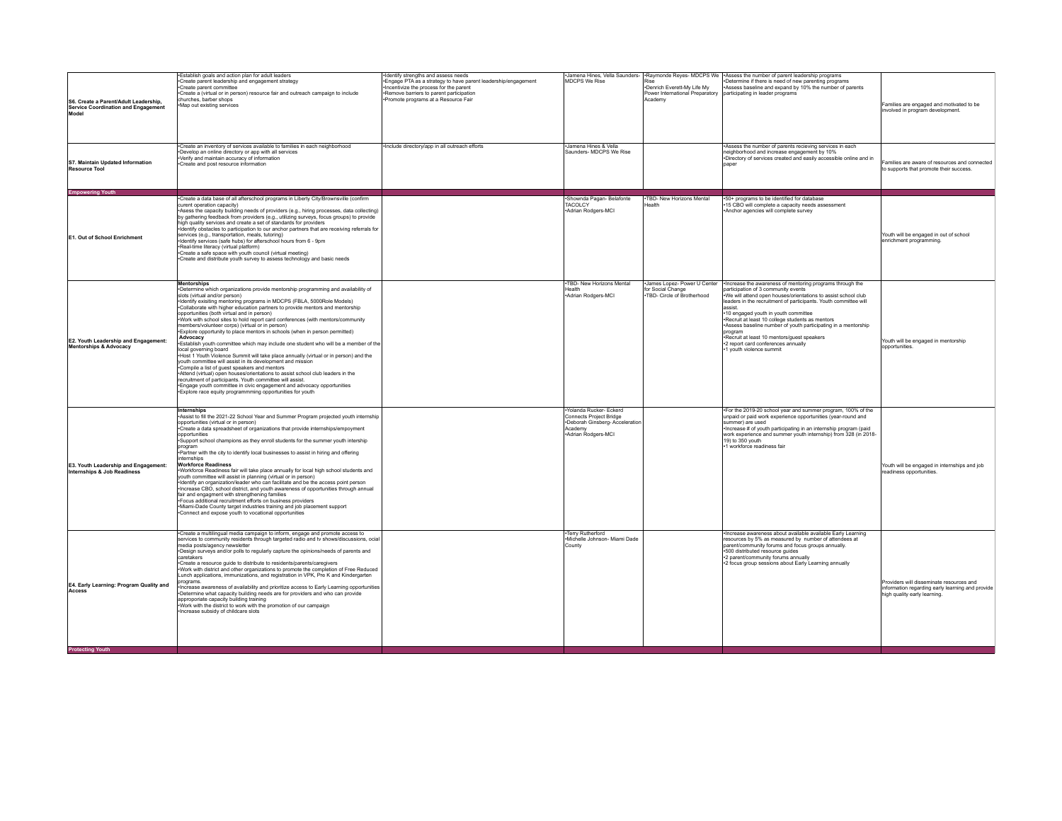| | | | | | | |
|---|---|---|---|---|---|---|
| **S6. Create a Parent/Adult Leadership, Service Coordination and Engagement Model** | •Establish goals and action plan for adult leaders<br>•Create parent leadership and engagement strategy<br>•Create parent committee<br>•Create a (virtual or in person) resource fair and outreach campaign to include churches, barber shops<br>•Map out existing services | •Identify strengths and assess needs<br>•Engage PTA as a strategy to have parent leadership/engagement<br>•Incentivize the process for the parent<br>•Remove barriers to parent participation<br>•Promote programs at a Resource Fair | •Jamena Hines, Vella Saunders-MDCPS We Rise | •Raymonde Reyes- MDCPS We Rise<br>•Denrich Everett-My Life My Power International Preparatory Academy | •Assess the number of parent leadership programs<br>•Determine if there is need of new parenting programs<br>•Assess baseline and expand by 10% the number of parents participating in leader programs | Families are engaged and motivated to be involved in program development. |
| **S7. Maintain Updated Information Resource Tool** | •Create an inventory of services available to families in each neighborhood<br>•Develop an online directory or app with all services<br>•Verify and maintain accuracy of information<br>•Create and post resource information | •Include directory/app in all outreach efforts | •Jamena Hines & Vella Saunders- MDCPS We Rise | | •Assess the number of parents recieving services in each neighborhood and increase engagement by 10%<br>•Directory of services created and easily accessible online and in paper | Families are aware of resources and connected to supports that promote their success. |
| **Empowering Youth** | | | | | | |
| **E1. Out of School Enrichment** | •Create a data base of all afterschool programs in Liberty City/Brownsville (confirm curent operation capacity)<br>•Assess the capacity building needs of providers (e.g., hiring processes, data collecting) by gathering feedback from providers (e.g., utilizing surveys, focus groups) to provide high quality services and create a set of standards for providers<br>•Identify obstacles to participation to our anchor partners that are receiving referrals for services (e.g., transportation, meals, tutoring)<br>•Identify services (safe hubs) for afterschool hours from 6 - 9pm<br>•Real-time literacy (virtual platform)<br>•Create a safe space with youth council (virtual meeting)<br>•Create and distribute youth survey to assess technology and basic needs | | •Shownda Pagan- Belafonte TACOLCY<br>•Adrian Rodgers-MCI | •TBD- New Horizons Mental Health | •50+ programs to be identified for database<br>•15 CBO will complete a capacity needs assessment<br>•Anchor agencies will complete survey | Youth will be engaged in out of school enrichment programming. |
| **E2. Youth Leadership and Engagement: Mentorships & Advocacy** | **Mentorships**<br>•Determine which organizations provide mentorship programming and availability of slots (virtual and/or person)<br>•Identify exisiting mentoring programs in MDCPS (FBLA, 5000Role Models)<br>•Collaborate with higher education partners to provide mentors and mentorship opportunities (both virtual and in person)<br>•Work with school sites to hold report card conferences (with mentors/community members/volunteer corps) (virtual or in person)<br>•Explore opportunity to place mentors in schools (when in person permitted)<br>**Advocacy**<br>•Establish youth committee which may include one student who will be a member of the local governing board<br>•Host 1 Youth Violence Summit will take place annually (virtual or in person) and the youth committee will assist in its development and mission<br>•Compile a list of guest speakers and mentors<br>•Attend (virtual) open houses/orientations to assist school club leaders in the recruitment of participants. Youth committee will assist.<br>•Engage youth committee in civic engagement and advocacy opportunities<br>•Explore race equity programmming opportunities for youth | | •TBD- New Horizons Mental Health<br>•Adrian Rodgers-MCI | •James Lopez- Power U Center for Social Change<br>•TBD- Circle of Brotherhood | •Increase the awareness of mentoring programs through the participation of 3 community events<br>•We will attend open houses/orientations to assist school club leaders in the recruitment of participants. Youth committee will assist.<br>•10 engaged youth in youth committee<br>•Recruit at least 10 college students as mentors<br>•Assess baseline number of youth participating in a mentorship program<br>•Recruit at least 10 mentors/guest speakers<br>•2 report card conferences annually<br>•1 youth violence summit | Youth will be engaged in mentorship opportunities. |
| **E3. Youth Leadership and Engagement: Internships & Job Readiness** | **Internships**<br>•Assist to fill the 2021-22 School Year and Summer Program projected youth internship opportunities (virtual or in person)<br>•Create a data spreadsheet of organizations that provide internships/empoyment opportunities<br>•Support school champions as they enroll students for the summer youth intership program<br>•Partner with the city to identify local businesses to assist in hiring and offering internships<br>**Workforce Readiness**<br>•Workforce Readiness fair will take place annually for local high school students and youth committee will assist in planning (virtual or in person)<br>•Identify an organization/leader who can facilitate and be the access point person<br>•Increase CBO, school district, and youth awareness of opportunities through annual fair and engagment with strengthening families<br>•Focus additional recruitment efforts on business providers<br>•Miami-Dade County target industries training and job placement support<br>•Connect and expose youth to vocational opportunities | | •Yolanda Rucker- Eckerd Connects Project Bridge<br>•Deborah Ginsberg- Acceleration Academy<br>•Adrian Rodgers-MCI | | •For the 2019-20 school year and summer program, 100% of the unpaid or paid work experience opportunities (year-round and summer) are used<br>•Increase # of youth participating in an internship program (paid work experience and summer youth internship) from 328 (in 2018-19) to 350 youth<br>•1 workforce readiness fair | Youth will be engaged in internships and job readiness opportunities. |
| **E4. Early Learning: Program Quality and Access** | •Create a multilingual media campaign to inform, engage and promote access to services to community residents through targeted radio and tv shows/discussions, ocial media posts/agency newsletter<br>•Design surveys and/or polls to regularly capture the opinions/needs of parents and caretakers<br>•Create a resource guide to distribute to residents/parents/caregivers<br>•Work with district and other organizations to promote the completion of Free Reduced Lunch applications, immunizations, and registration in VPK, Pre K and Kindergarten programs.<br>•Increase awareness of availability and prioritize access to Early Learning opportunities<br>•Determine what capacity building needs are for providers and who can provide approporiate capacity building training<br>•Work with the district to work with the promotion of our campaign<br>•Increase subsidy of childcare slots | | •Terry Rutherford<br>•Michelle Johnson- Miami Dade County | | •Increase awareness about available available Early Learning resources by 5% as measured by number of attendees at parent/community forums and focus groups annually.<br>•500 distributed resource guides<br>•2 parent/community forums annually<br>•2 focus group sessions about Early Learning annually | Providers will disseminate resources and information regarding early learning and provide high quality early learning. |
| **Protecting Youth** | | | | | | |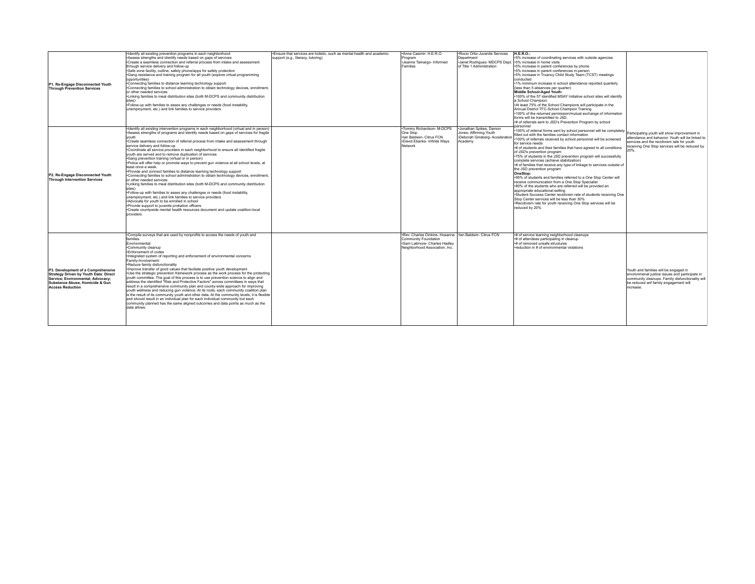| | | | | | | |
|---|---|---|---|---|---|---|
| **P1. Re-Engage Disconnected Youth Through Prevention Services** | •Identify all existing prevention programs in each neighborhood<br>•Assess strengths and identify needs based on gaps of services<br>•Create a seamless connection and referral process from intake and assessment through service delivery and follow-up<br>•Safe zone facility, outline, safety phone/apps for safety protection<br>•Gang resistance and training program for all youth (explore virtual programming opportunities)<br>•Connecting families to distance learning technology support<br>•Connecting families to school administration to obtain technology devices, enrollment, or other needed services<br>•Linking families to meal distribution sites (both M-DCPS and community distribution sites)<br>•Follow-up with families to asses any challenges or needs (food instability, unemployment, etc.) and link families to service providers | •Ensure that services are holistic, such as mental health and academic support (e.g., literacy, tutoring) | •Anne Casimir- H.E.R.O. Program<br>•Jeanne Tamargo- Informed Families | •Rocio Ortiz-Juvenile Services Department<br>•Janet Rodriguez- MDCPS Dept. of Title 1 Administration | **H.E.R.O.:**<br>•5% increase of coordinating services with outside agencies<br>•5% increase in home visits<br>•5% increase in parent conferences by phone<br>•5% increase in parent conferences in-person<br>•5% increase in Truancy Child Study Team (TCST) meetings conducted<br>•1% minimum increase in school attendance reported quarterly (less than 5 absences per quarter)<br>**Middle School-Aged Youth:**<br>•100% of the 57 identified MSAY Initiative school sites will identify a School Champion.<br>•At least 75% of the School Champions will participate in the Annual District TFC-School Champion Training.<br>•100% of the returned permission/mutual exchange of information forms will be transmitted to JSD.<br>•# of referrals sent to JSD's Prevention Program by school personnel | Participating youth will show improvement in attendance and behavior. Youth will be linked to services and the recidivism rate for youth receiving One Stop services will be reduced by 20%. |
| **P2. Re-Engage Disconnected Youth Through Intervention Services** | •Identify all existing intervention programs in each neighborhood (virtual and in person)<br>•Assess strengths of programs and identify needs based on gaps of services for fragile youth<br>•Create seamless connection of referral process from intake and assessment through service delivery and follow-up<br>•Coordinate all service providers in each neighborhood to ensure all identified fragile youth are served and to remove duplication of services<br>•Gang prevention training (virtual or in person)<br>•Police will offer help or promote ways to prevent gun violence at all school levels, at least once a week.<br>•Provide and connect families to distance learning technology support<br>•Connecting families to school administration to obtain technology devices, enrollment, or other needed services<br>•Linking families to meal distribution sites (both M-DCPS and community distribution sites)<br>•Follow-up with families to asses any challenges or needs (food instability, unemployment, etc.) and link families to service providers<br>•Advocate for youth to be enrolled in school<br>•Provide support to juvenile probation officers<br>•Create countywide mental health resources document and update coalition-local providers | | •Tommy Richardson- M-DCPS One Stop<br>•Ian Baldwin- Citrus FCN<br>•David Ebanks- Infinite Ways Network | •Jonathan Spikes, Damon Jones- Affirming Youth<br>•Deborah Ginsberg- Acceleration Academy | •100% of referral forms sent by school personnel will be completely filled out with the families contact information<br>•100% of referrals received by school personnel will be screened for service needs<br>•# of students and their families that have agreed to all conditions of JSD's prevention program<br>•75% of students in the JSD prevention program will successfully complete services (achieve stabilization)<br>•# of families that receive any type of linkage to services outside of the JSD prevention program<br>**OneStop:**<br>•95% of students and families referred to a One Stop Center will receive communication from a One Stop Specialist<br>•80% of the students who are referred will be provided an appropriate educational setting<br>•Student Success Center recidivism rate of students receiving One Stop Center services will be less than 30%<br>•Recidivism rate for youth receiving One Stop services will be reduced by 20% | |
| **P3. Development of a Comprehensive Strategy Driven by Youth Data: Direct Service; Environmental; Advocacy; Substance Abuse, Homicide & Gun Access Reduction** | •Compile surveys that are used by nonprofits to access the needs of youth and families.<br>Environmental:<br>•Community cleanup<br>•Enforcement of codes<br>•Integrated system of reporting and enforcement of environmental concerns<br>Family-Involvement:<br>•Reduce family disfunctionality<br>•Improve transfer of good values that faciliate positive youth development<br>•Use the strategic prevention framework process as the work process for the protecting youth committee. The goal of this process is to use prevention science to align and address the identified "Risk and Protective Factors" across committees in ways that result in a comprehensive community plan and county-wide approach for improving youth wellness and reducing gun violence. At its roots, each community coalition plan is the result of its community youth and other data. At the community levels, it is flexible and should result in an individual plan for each individual community but each community planned has the same aligned outcomes and data points as much as the data allows. | | •Rev. Charles Dinkins- Hosanna Community Foundation<br>•Sam Latimore- Charles Hadley Neighborhood Association, Inc. | •Ian Baldwin- Citrus FCN | •# of service learning neighborhood cleanups<br>•# of attendees participating in cleanup<br>•# of removed unsafe structures<br>•reduction in # of environmental violations | Youth and families will be engaged in environmenal justice issues and participate in community cleanups. Family disfunctionality will be reduced anf family engagement will increase. |